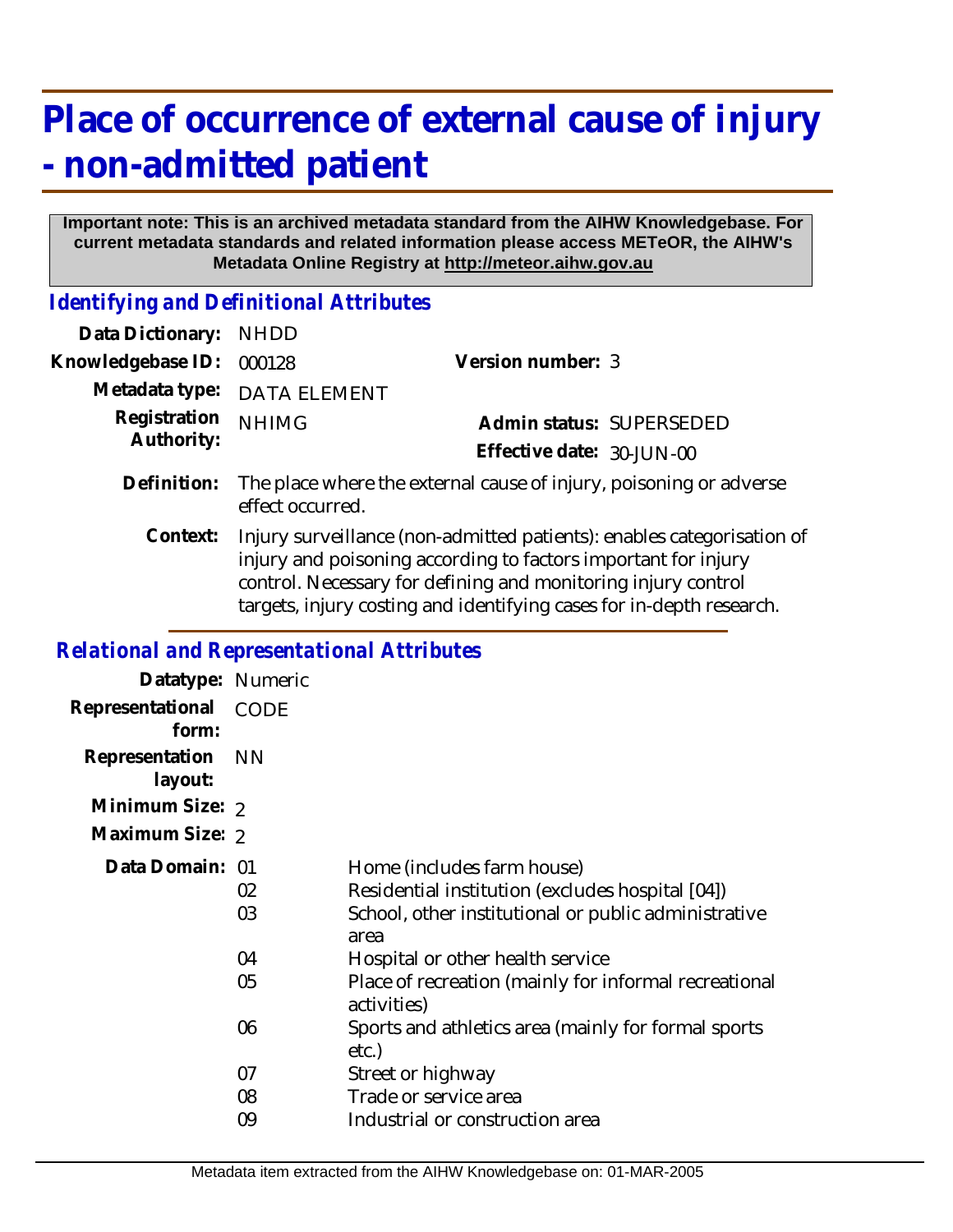# Place of occurrence of external cause of injury - non-admitted patient

**Important note: This is an archived metadata standard from the AIHW Knowledgebase. For current metadata standards and related information please access METeOR, the AIHW's Metadata Online Registry at http://meteor.aihw.gov.au**

## *Identifying and Definitional Attributes*

| | | | |
|---|---|---|---|
| **Data Dictionary:** | NHDD | | |
| **Knowledgebase ID:** | 000128 | **Version number:** | 3 |
| **Metadata type:** | DATA ELEMENT | | |
| **Registration Authority:** | NHIMG | **Admin status:** | SUPERSEDED |
| | | **Effective date:** | 30-JUN-00 |

**Definition:** The place where the external cause of injury, poisoning or adverse effect occurred.

**Context:** Injury surveillance (non-admitted patients): enables categorisation of injury and poisoning according to factors important for injury control. Necessary for defining and monitoring injury control targets, injury costing and identifying cases for in-depth research.

## *Relational and Representational Attributes*

**Datatype:** Numeric

**Representational form:** CODE

**Representation layout:** NN

**Minimum Size:** 2

**Maximum Size:** 2

**Data Domain:**

| Code | Description |
|---|---|
| 01 | Home (includes farm house) |
| 02 | Residential institution (excludes hospital [04]) |
| 03 | School, other institutional or public administrative area |
| 04 | Hospital or other health service |
| 05 | Place of recreation (mainly for informal recreational activities) |
| 06 | Sports and athletics area (mainly for formal sports etc.) |
| 07 | Street or highway |
| 08 | Trade or service area |
| 09 | Industrial or construction area |

Metadata item extracted from the AIHW Knowledgebase on: 01-MAR-2005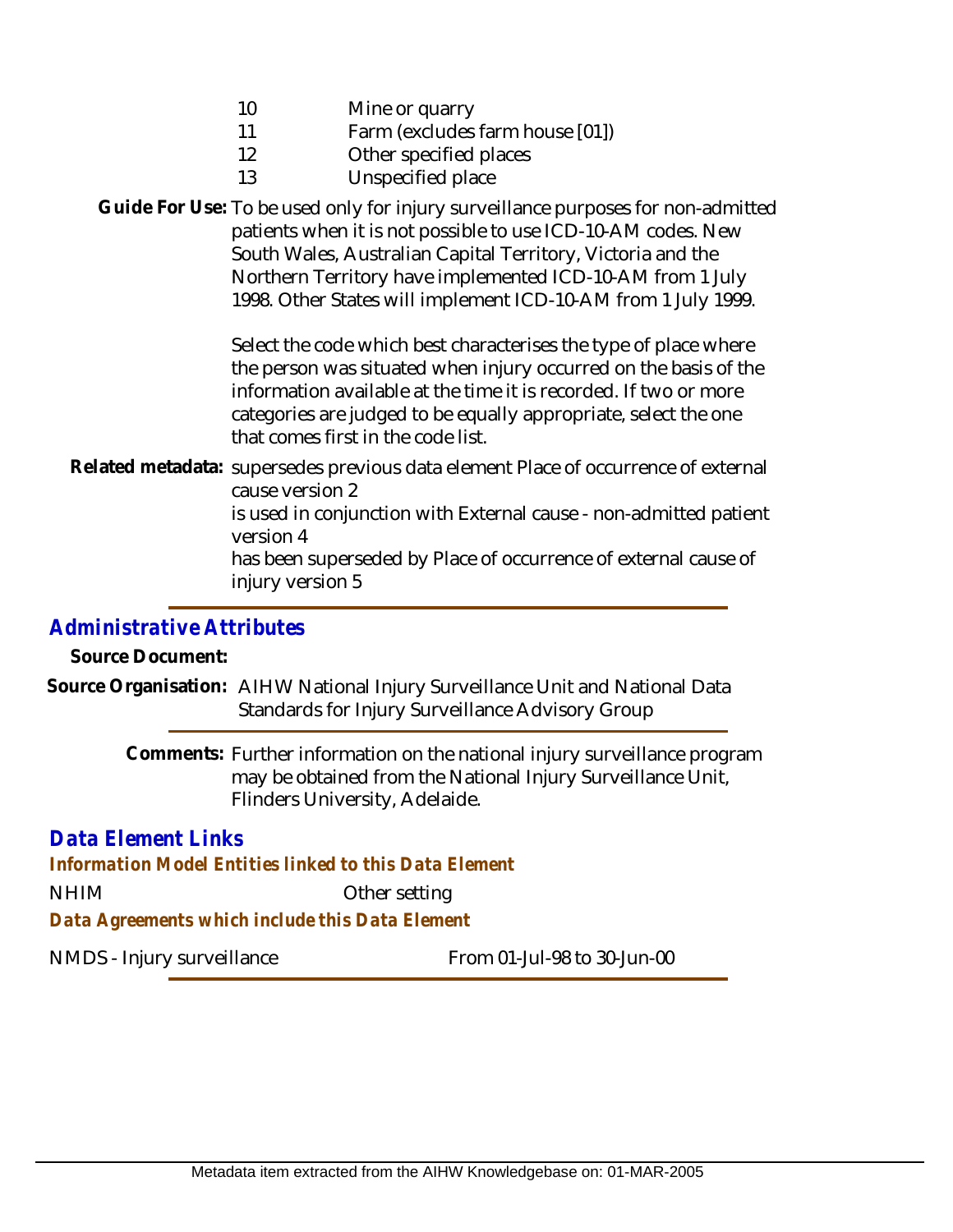| | |
|---|---|
| 10 | Mine or quarry |
| 11 | Farm (excludes farm house [01]) |
| 12 | Other specified places |
| 13 | Unspecified place |

**Guide For Use:** To be used only for injury surveillance purposes for non-admitted patients when it is not possible to use ICD-10-AM codes. New South Wales, Australian Capital Territory, Victoria and the Northern Territory have implemented ICD-10-AM from 1 July 1998. Other States will implement ICD-10-AM from 1 July 1999.

Select the code which best characterises the type of place where the person was situated when injury occurred on the basis of the information available at the time it is recorded. If two or more categories are judged to be equally appropriate, select the one that comes first in the code list.

**Related metadata:** supersedes previous data element Place of occurrence of external cause version 2
is used in conjunction with External cause - non-admitted patient version 4
has been superseded by Place of occurrence of external cause of injury version 5

## *Administrative Attributes*

**Source Document:**

**Source Organisation:** AIHW National Injury Surveillance Unit and National Data Standards for Injury Surveillance Advisory Group

**Comments:** Further information on the national injury surveillance program may be obtained from the National Injury Surveillance Unit, Flinders University, Adelaide.

## *Data Element Links*

### *Information Model Entities linked to this Data Element*

| | |
|---|---|
| NHIM | Other setting |

### *Data Agreements which include this Data Element*

| | |
|---|---|
| NMDS - Injury surveillance | From 01-Jul-98 to 30-Jun-00 |

Metadata item extracted from the AIHW Knowledgebase on: 01-MAR-2005